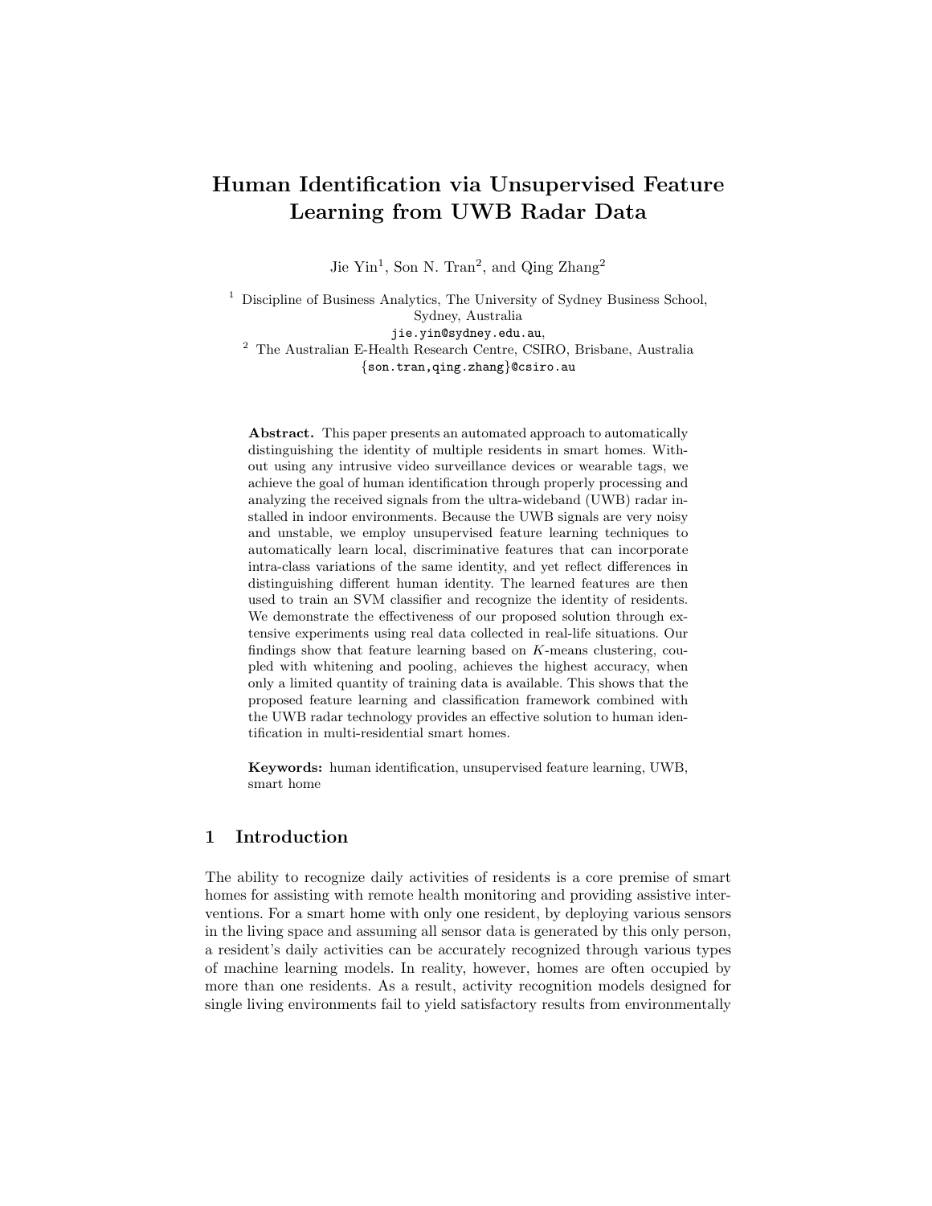# Human Identification via Unsupervised Feature Learning from UWB Radar Data

Jie Yin[1], Son N. Tran[2], and Qing Zhang[2]

[1] Discipline of Business Analytics, The University of Sydney Business School, Sydney, Australia
jie.yin@sydney.edu.au,
[2] The Australian E-Health Research Centre, CSIRO, Brisbane, Australia
{son.tran,qing.zhang}@csiro.au

**Abstract.** This paper presents an automated approach to automatically distinguishing the identity of multiple residents in smart homes. Without using any intrusive video surveillance devices or wearable tags, we achieve the goal of human identification through properly processing and analyzing the received signals from the ultra-wideband (UWB) radar installed in indoor environments. Because the UWB signals are very noisy and unstable, we employ unsupervised feature learning techniques to automatically learn local, discriminative features that can incorporate intra-class variations of the same identity, and yet reflect differences in distinguishing different human identity. The learned features are then used to train an SVM classifier and recognize the identity of residents. We demonstrate the effectiveness of our proposed solution through extensive experiments using real data collected in real-life situations. Our findings show that feature learning based on $K$-means clustering, coupled with whitening and pooling, achieves the highest accuracy, when only a limited quantity of training data is available. This shows that the proposed feature learning and classification framework combined with the UWB radar technology provides an effective solution to human identification in multi-residential smart homes.

**Keywords:** human identification, unsupervised feature learning, UWB, smart home

## 1 Introduction

The ability to recognize daily activities of residents is a core premise of smart homes for assisting with remote health monitoring and providing assistive interventions. For a smart home with only one resident, by deploying various sensors in the living space and assuming all sensor data is generated by this only person, a resident's daily activities can be accurately recognized through various types of machine learning models. In reality, however, homes are often occupied by more than one residents. As a result, activity recognition models designed for single living environments fail to yield satisfactory results from environmentally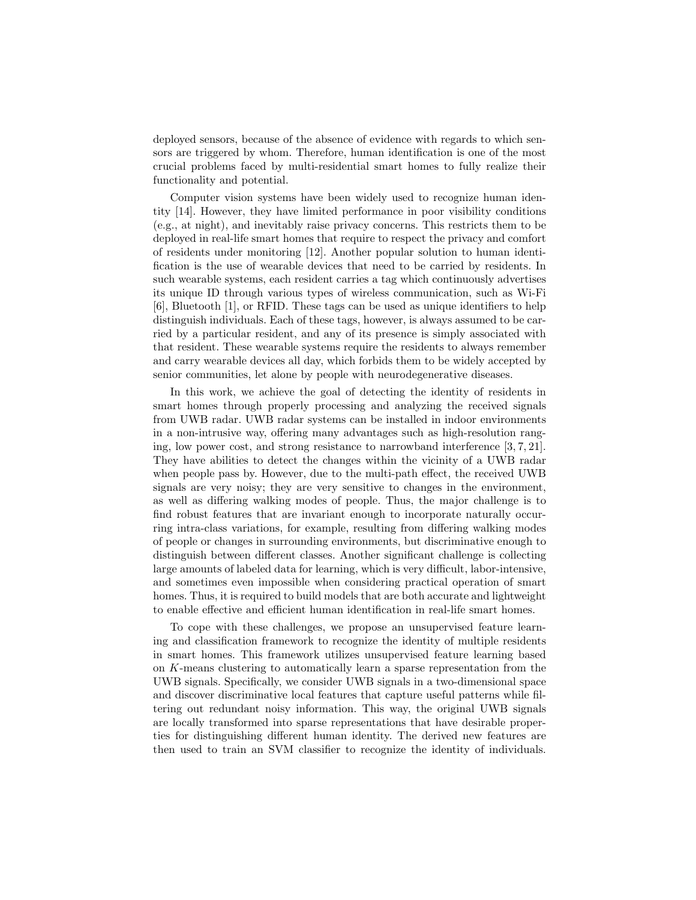deployed sensors, because of the absence of evidence with regards to which sensors are triggered by whom. Therefore, human identification is one of the most crucial problems faced by multi-residential smart homes to fully realize their functionality and potential.

Computer vision systems have been widely used to recognize human identity [14]. However, they have limited performance in poor visibility conditions (e.g., at night), and inevitably raise privacy concerns. This restricts them to be deployed in real-life smart homes that require to respect the privacy and comfort of residents under monitoring [12]. Another popular solution to human identification is the use of wearable devices that need to be carried by residents. In such wearable systems, each resident carries a tag which continuously advertises its unique ID through various types of wireless communication, such as Wi-Fi [6], Bluetooth [1], or RFID. These tags can be used as unique identifiers to help distinguish individuals. Each of these tags, however, is always assumed to be carried by a particular resident, and any of its presence is simply associated with that resident. These wearable systems require the residents to always remember and carry wearable devices all day, which forbids them to be widely accepted by senior communities, let alone by people with neurodegenerative diseases.

In this work, we achieve the goal of detecting the identity of residents in smart homes through properly processing and analyzing the received signals from UWB radar. UWB radar systems can be installed in indoor environments in a non-intrusive way, offering many advantages such as high-resolution ranging, low power cost, and strong resistance to narrowband interference [3, 7, 21]. They have abilities to detect the changes within the vicinity of a UWB radar when people pass by. However, due to the multi-path effect, the received UWB signals are very noisy; they are very sensitive to changes in the environment, as well as differing walking modes of people. Thus, the major challenge is to find robust features that are invariant enough to incorporate naturally occurring intra-class variations, for example, resulting from differing walking modes of people or changes in surrounding environments, but discriminative enough to distinguish between different classes. Another significant challenge is collecting large amounts of labeled data for learning, which is very difficult, labor-intensive, and sometimes even impossible when considering practical operation of smart homes. Thus, it is required to build models that are both accurate and lightweight to enable effective and efficient human identification in real-life smart homes.

To cope with these challenges, we propose an unsupervised feature learning and classification framework to recognize the identity of multiple residents in smart homes. This framework utilizes unsupervised feature learning based on $K$-means clustering to automatically learn a sparse representation from the UWB signals. Specifically, we consider UWB signals in a two-dimensional space and discover discriminative local features that capture useful patterns while filtering out redundant noisy information. This way, the original UWB signals are locally transformed into sparse representations that have desirable properties for distinguishing different human identity. The derived new features are then used to train an SVM classifier to recognize the identity of individuals.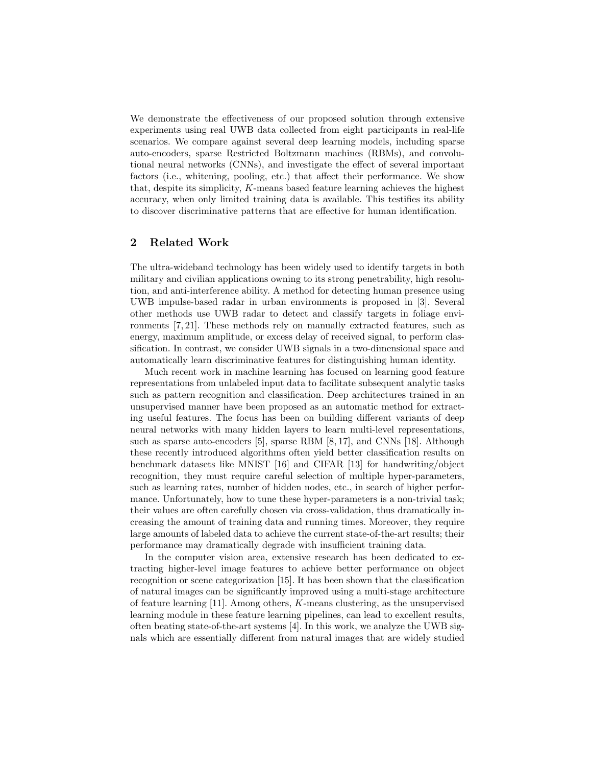We demonstrate the effectiveness of our proposed solution through extensive experiments using real UWB data collected from eight participants in real-life scenarios. We compare against several deep learning models, including sparse auto-encoders, sparse Restricted Boltzmann machines (RBMs), and convolutional neural networks (CNNs), and investigate the effect of several important factors (i.e., whitening, pooling, etc.) that affect their performance. We show that, despite its simplicity, $K$-means based feature learning achieves the highest accuracy, when only limited training data is available. This testifies its ability to discover discriminative patterns that are effective for human identification.

## 2 Related Work

The ultra-wideband technology has been widely used to identify targets in both military and civilian applications owning to its strong penetrability, high resolution, and anti-interference ability. A method for detecting human presence using UWB impulse-based radar in urban environments is proposed in [3]. Several other methods use UWB radar to detect and classify targets in foliage environments [7, 21]. These methods rely on manually extracted features, such as energy, maximum amplitude, or excess delay of received signal, to perform classification. In contrast, we consider UWB signals in a two-dimensional space and automatically learn discriminative features for distinguishing human identity.

Much recent work in machine learning has focused on learning good feature representations from unlabeled input data to facilitate subsequent analytic tasks such as pattern recognition and classification. Deep architectures trained in an unsupervised manner have been proposed as an automatic method for extracting useful features. The focus has been on building different variants of deep neural networks with many hidden layers to learn multi-level representations, such as sparse auto-encoders [5], sparse RBM [8, 17], and CNNs [18]. Although these recently introduced algorithms often yield better classification results on benchmark datasets like MNIST [16] and CIFAR [13] for handwriting/object recognition, they must require careful selection of multiple hyper-parameters, such as learning rates, number of hidden nodes, etc., in search of higher performance. Unfortunately, how to tune these hyper-parameters is a non-trivial task; their values are often carefully chosen via cross-validation, thus dramatically increasing the amount of training data and running times. Moreover, they require large amounts of labeled data to achieve the current state-of-the-art results; their performance may dramatically degrade with insufficient training data.

In the computer vision area, extensive research has been dedicated to extracting higher-level image features to achieve better performance on object recognition or scene categorization [15]. It has been shown that the classification of natural images can be significantly improved using a multi-stage architecture of feature learning [11]. Among others, $K$-means clustering, as the unsupervised learning module in these feature learning pipelines, can lead to excellent results, often beating state-of-the-art systems [4]. In this work, we analyze the UWB signals which are essentially different from natural images that are widely studied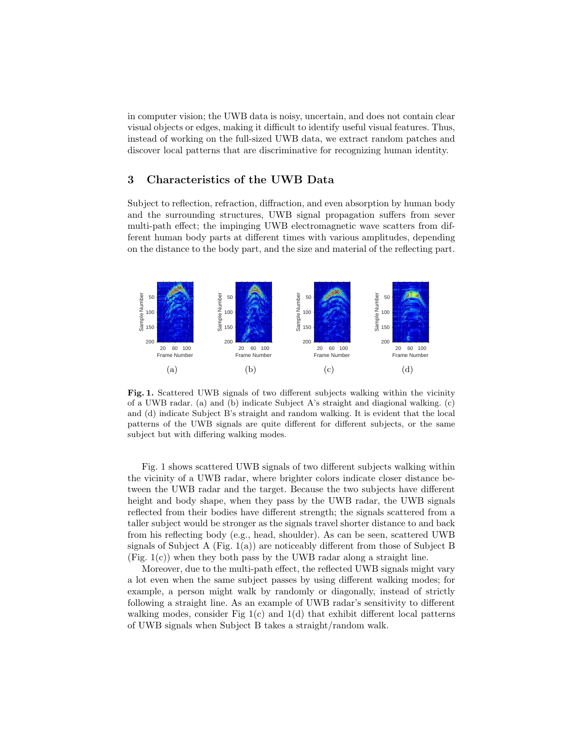in computer vision; the UWB data is noisy, uncertain, and does not contain clear visual objects or edges, making it difficult to identify useful visual features. Thus, instead of working on the full-sized UWB data, we extract random patches and discover local patterns that are discriminative for recognizing human identity.

## 3 Characteristics of the UWB Data

Subject to reflection, refraction, diffraction, and even absorption by human body and the surrounding structures, UWB signal propagation suffers from sever multi-path effect; the impinging UWB electromagnetic wave scatters from different human body parts at different times with various amplitudes, depending on the distance to the body part, and the size and material of the reflecting part.

Sample Number
50
100
150
200
20 60 100
Frame Number
(a)

Sample Number
50
100
150
200
20 60 100
Frame Number
(b)

Sample Number
50
100
150
200
20 60 100
Frame Number
(c)

Sample Number
50
100
150
200
20 60 100
Frame Number
(d)

**Fig. 1.** Scattered UWB signals of two different subjects walking within the vicinity of a UWB radar. (a) and (b) indicate Subject A's straight and diagonal walking. (c) and (d) indicate Subject B's straight and random walking. It is evident that the local patterns of the UWB signals are quite different for different subjects, or the same subject but with differing walking modes.

Fig. 1 shows scattered UWB signals of two different subjects walking within the vicinity of a UWB radar, where brighter colors indicate closer distance between the UWB radar and the target. Because the two subjects have different height and body shape, when they pass by the UWB radar, the UWB signals reflected from their bodies have different strength; the signals scattered from a taller subject would be stronger as the signals travel shorter distance to and back from his reflecting body (e.g., head, shoulder). As can be seen, scattered UWB signals of Subject A (Fig. 1(a)) are noticeably different from those of Subject B (Fig. 1(c)) when they both pass by the UWB radar along a straight line.

Moreover, due to the multi-path effect, the reflected UWB signals might vary a lot even when the same subject passes by using different walking modes; for example, a person might walk by randomly or diagonally, instead of strictly following a straight line. As an example of UWB radar's sensitivity to different walking modes, consider Fig 1(c) and 1(d) that exhibit different local patterns of UWB signals when Subject B takes a straight/random walk.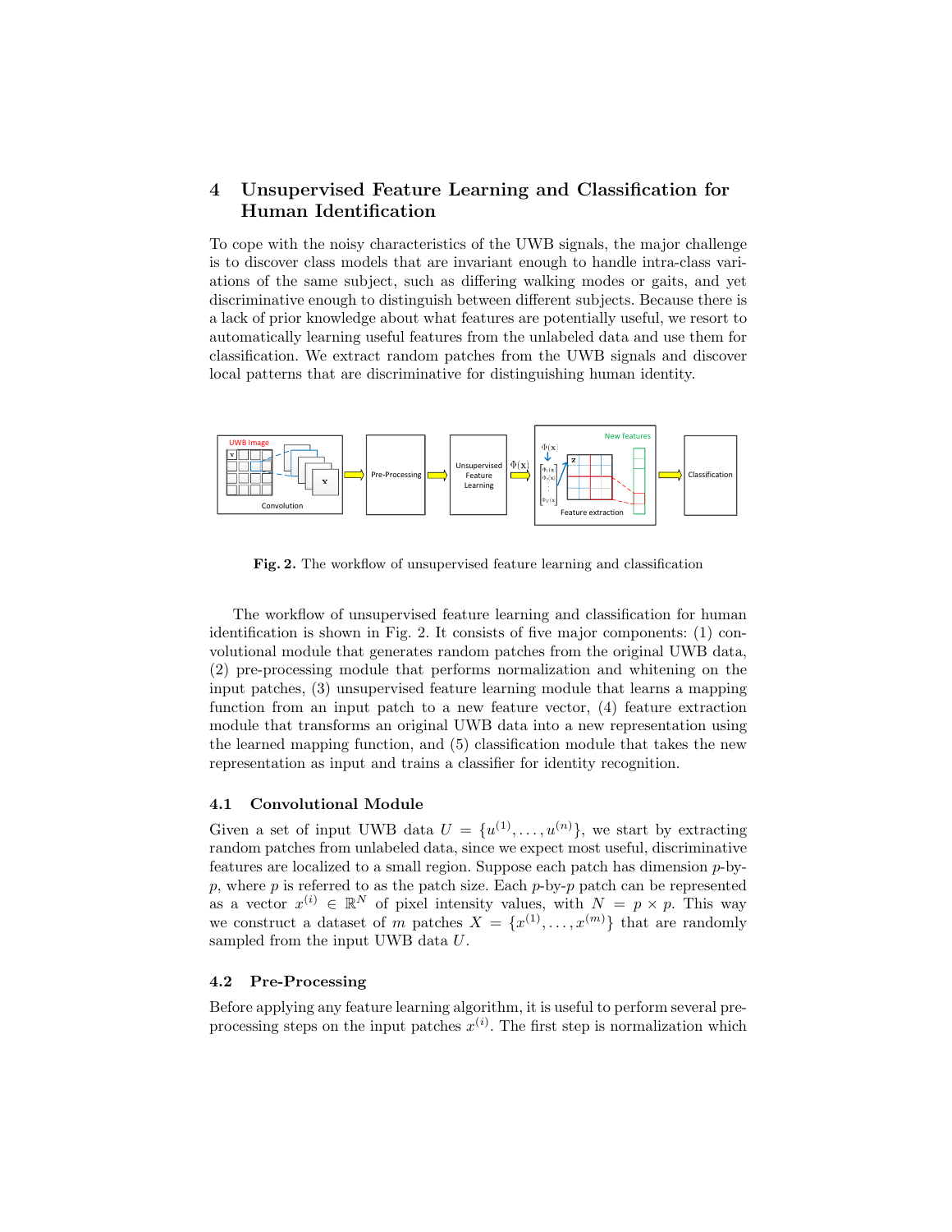## 4 Unsupervised Feature Learning and Classification for Human Identification

To cope with the noisy characteristics of the UWB signals, the major challenge is to discover class models that are invariant enough to handle intra-class variations of the same subject, such as differing walking modes or gaits, and yet discriminative enough to distinguish between different subjects. Because there is a lack of prior knowledge about what features are potentially useful, we resort to automatically learning useful features from the unlabeled data and use them for classification. We extract random patches from the UWB signals and discover local patterns that are discriminative for distinguishing human identity.

**Fig. 2.** The workflow of unsupervised feature learning and classification

The workflow of unsupervised feature learning and classification for human identification is shown in Fig. 2. It consists of five major components: (1) convolutional module that generates random patches from the original UWB data, (2) pre-processing module that performs normalization and whitening on the input patches, (3) unsupervised feature learning module that learns a mapping function from an input patch to a new feature vector, (4) feature extraction module that transforms an original UWB data into a new representation using the learned mapping function, and (5) classification module that takes the new representation as input and trains a classifier for identity recognition.

### 4.1 Convolutional Module

Given a set of input UWB data $U = \{u^{(1)}, \ldots, u^{(n)}\}$, we start by extracting random patches from unlabeled data, since we expect most useful, discriminative features are localized to a small region. Suppose each patch has dimension $p$-by-$p$, where $p$ is referred to as the patch size. Each $p$-by-$p$ patch can be represented as a vector $x^{(i)} \in \mathbb{R}^N$ of pixel intensity values, with $N = p \times p$. This way we construct a dataset of $m$ patches $X = \{x^{(1)}, \ldots, x^{(m)}\}$ that are randomly sampled from the input UWB data $U$.

### 4.2 Pre-Processing

Before applying any feature learning algorithm, it is useful to perform several pre-processing steps on the input patches $x^{(i)}$. The first step is normalization which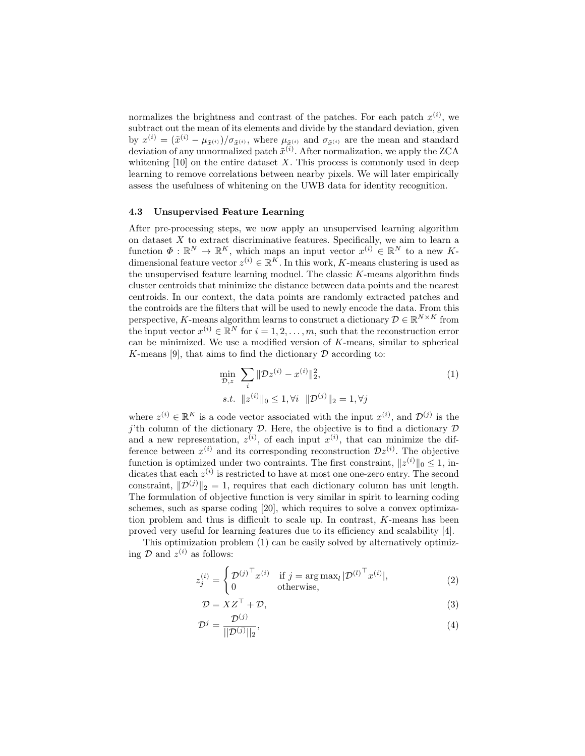normalizes the brightness and contrast of the patches. For each patch $x^{(i)}$, we subtract out the mean of its elements and divide by the standard deviation, given by $x^{(i)} = (\tilde{x}^{(i)} - \mu_{\tilde{x}^{(i)}})/\sigma_{\tilde{x}^{(i)}}$, where $\mu_{\tilde{x}^{(i)}}$ and $\sigma_{\tilde{x}^{(i)}}$ are the mean and standard deviation of any unnormalized patch $\tilde{x}^{(i)}$. After normalization, we apply the ZCA whitening [10] on the entire dataset $X$. This process is commonly used in deep learning to remove correlations between nearby pixels. We will later empirically assess the usefulness of whitening on the UWB data for identity recognition.

### 4.3 Unsupervised Feature Learning

After pre-processing steps, we now apply an unsupervised learning algorithm on dataset $X$ to extract discriminative features. Specifically, we aim to learn a function $\Phi : \mathbb{R}^N \rightarrow \mathbb{R}^K$, which maps an input vector $x^{(i)} \in \mathbb{R}^N$ to a new $K$-dimensional feature vector $z^{(i)} \in \mathbb{R}^K$. In this work, $K$-means clustering is used as the unsupervised feature learning moduel. The classic $K$-means algorithm finds cluster centroids that minimize the distance between data points and the nearest centroids. In our context, the data points are randomly extracted patches and the controids are the filters that will be used to newly encode the data. From this perspective, $K$-means algorithm learns to construct a dictionary $\mathcal{D} \in \mathbb{R}^{N \times K}$ from the input vector $x^{(i)} \in \mathbb{R}^N$ for $i = 1, 2, \ldots, m$, such that the reconstruction error can be minimized. We use a modified version of $K$-means, similar to spherical $K$-means [9], that aims to find the dictionary $\mathcal{D}$ according to:

$$
\begin{aligned}
\min_{\mathcal{D}, z} \; & \sum_i \|\mathcal{D}z^{(i)} - x^{(i)}\|_2^2, \qquad (1) \\
s.t. \; & \|z^{(i)}\|_0 \leq 1, \forall i \quad \|\mathcal{D}^{(j)}\|_2 = 1, \forall j
\end{aligned}
$$

where $z^{(i)} \in \mathbb{R}^K$ is a code vector associated with the input $x^{(i)}$, and $\mathcal{D}^{(j)}$ is the $j$'th column of the dictionary $\mathcal{D}$. Here, the objective is to find a dictionary $\mathcal{D}$ and a new representation, $z^{(i)}$, of each input $x^{(i)}$, that can minimize the difference between $x^{(i)}$ and its corresponding reconstruction $\mathcal{D}z^{(i)}$. The objective function is optimized under two contraints. The first constraint, $\|z^{(i)}\|_0 \leq 1$, indicates that each $z^{(i)}$ is restricted to have at most one one-zero entry. The second constraint, $\|\mathcal{D}^{(j)}\|_2 = 1$, requires that each dictionary column has unit length. The formulation of objective function is very similar in spirit to learning coding schemes, such as sparse coding [20], which requires to solve a convex optimization problem and thus is difficult to scale up. In contrast, $K$-means has been proved very useful for learning features due to its efficiency and scalability [4].

This optimization problem (1) can be easily solved by alternatively optimizing $\mathcal{D}$ and $z^{(i)}$ as follows:

$$
z_j^{(i)} = \begin{cases} {\mathcal{D}^{(j)}}^\top x^{(i)} & \text{if } j = \arg\max_l |{\mathcal{D}^{(l)}}^\top x^{(i)}|, \\ 0 & \text{otherwise,} \end{cases} \qquad (2)
$$

$$
\mathcal{D} = XZ^\top + \mathcal{D}, \qquad (3)
$$

$$
\mathcal{D}^j = \frac{\mathcal{D}^{(j)}}{||\mathcal{D}^{(j)}||_2}, \qquad (4)
$$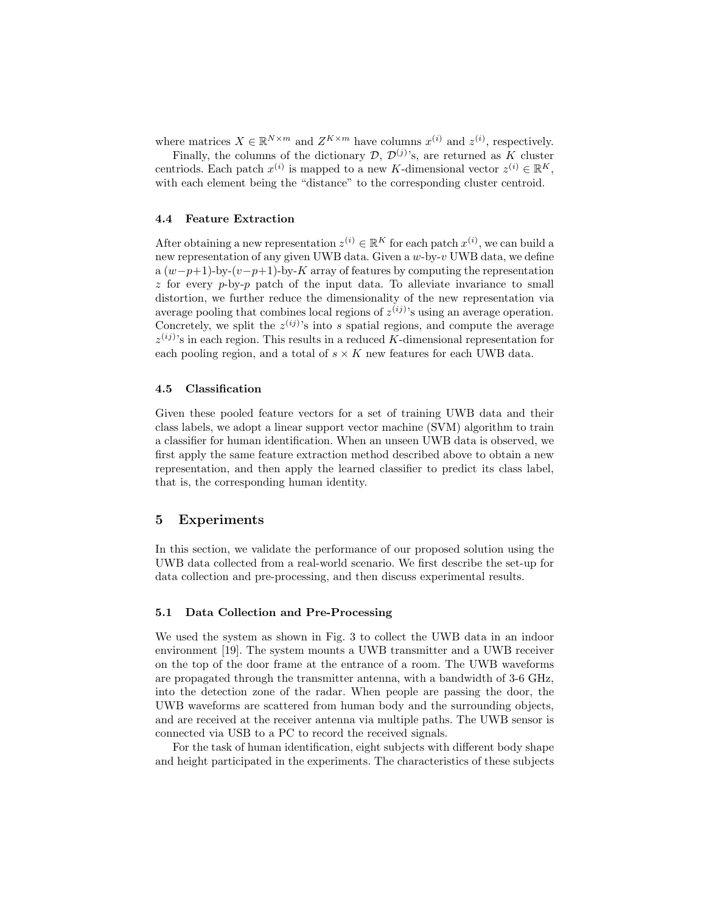where matrices $X \in \mathbb{R}^{N \times m}$ and $Z^{K \times m}$ have columns $x^{(i)}$ and $z^{(i)}$, respectively.

Finally, the columns of the dictionary $\mathcal{D}$, $\mathcal{D}^{(j)}$'s, are returned as $K$ cluster centriods. Each patch $x^{(i)}$ is mapped to a new $K$-dimensional vector $z^{(i)} \in \mathbb{R}^K$, with each element being the "distance" to the corresponding cluster centroid.

### 4.4 Feature Extraction

After obtaining a new representation $z^{(i)} \in \mathbb{R}^K$ for each patch $x^{(i)}$, we can build a new representation of any given UWB data. Given a $w$-by-$v$ UWB data, we define a $(w-p+1)$-by-$(v-p+1)$-by-$K$ array of features by computing the representation $z$ for every $p$-by-$p$ patch of the input data. To alleviate invariance to small distortion, we further reduce the dimensionality of the new representation via average pooling that combines local regions of $z^{(ij)}$'s using an average operation. Concretely, we split the $z^{(ij)}$'s into $s$ spatial regions, and compute the average $z^{(ij)}$'s in each region. This results in a reduced $K$-dimensional representation for each pooling region, and a total of $s \times K$ new features for each UWB data.

### 4.5 Classification

Given these pooled feature vectors for a set of training UWB data and their class labels, we adopt a linear support vector machine (SVM) algorithm to train a classifier for human identification. When an unseen UWB data is observed, we first apply the same feature extraction method described above to obtain a new representation, and then apply the learned classifier to predict its class label, that is, the corresponding human identity.

## 5 Experiments

In this section, we validate the performance of our proposed solution using the UWB data collected from a real-world scenario. We first describe the set-up for data collection and pre-processing, and then discuss experimental results.

### 5.1 Data Collection and Pre-Processing

We used the system as shown in Fig. 3 to collect the UWB data in an indoor environment [19]. The system mounts a UWB transmitter and a UWB receiver on the top of the door frame at the entrance of a room. The UWB waveforms are propagated through the transmitter antenna, with a bandwidth of 3-6 GHz, into the detection zone of the radar. When people are passing the door, the UWB waveforms are scattered from human body and the surrounding objects, and are received at the receiver antenna via multiple paths. The UWB sensor is connected via USB to a PC to record the received signals.

For the task of human identification, eight subjects with different body shape and height participated in the experiments. The characteristics of these subjects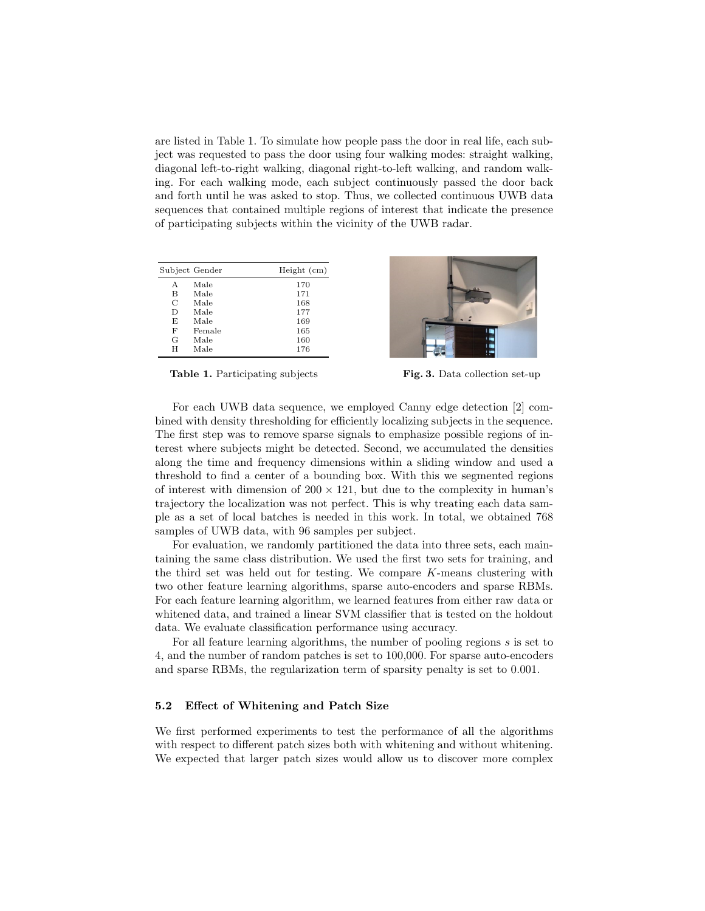are listed in Table 1. To simulate how people pass the door in real life, each subject was requested to pass the door using four walking modes: straight walking, diagonal left-to-right walking, diagonal right-to-left walking, and random walking. For each walking mode, each subject continuously passed the door back and forth until he was asked to stop. Thus, we collected continuous UWB data sequences that contained multiple regions of interest that indicate the presence of participating subjects within the vicinity of the UWB radar.

| Subject | Gender | Height (cm) |
|---|---|---|
| A | Male | 170 |
| B | Male | 171 |
| C | Male | 168 |
| D | Male | 177 |
| E | Male | 169 |
| F | Female | 165 |
| G | Male | 160 |
| H | Male | 176 |

**Table 1.** Participating subjects

**Fig. 3.** Data collection set-up

For each UWB data sequence, we employed Canny edge detection [2] combined with density thresholding for efficiently localizing subjects in the sequence. The first step was to remove sparse signals to emphasize possible regions of interest where subjects might be detected. Second, we accumulated the densities along the time and frequency dimensions within a sliding window and used a threshold to find a center of a bounding box. With this we segmented regions of interest with dimension of $200 \times 121$, but due to the complexity in human's trajectory the localization was not perfect. This is why treating each data sample as a set of local batches is needed in this work. In total, we obtained 768 samples of UWB data, with 96 samples per subject.

For evaluation, we randomly partitioned the data into three sets, each maintaining the same class distribution. We used the first two sets for training, and the third set was held out for testing. We compare $K$-means clustering with two other feature learning algorithms, sparse auto-encoders and sparse RBMs. For each feature learning algorithm, we learned features from either raw data or whitened data, and trained a linear SVM classifier that is tested on the holdout data. We evaluate classification performance using accuracy.

For all feature learning algorithms, the number of pooling regions $s$ is set to 4, and the number of random patches is set to 100,000. For sparse auto-encoders and sparse RBMs, the regularization term of sparsity penalty is set to 0.001.

### 5.2 Effect of Whitening and Patch Size

We first performed experiments to test the performance of all the algorithms with respect to different patch sizes both with whitening and without whitening. We expected that larger patch sizes would allow us to discover more complex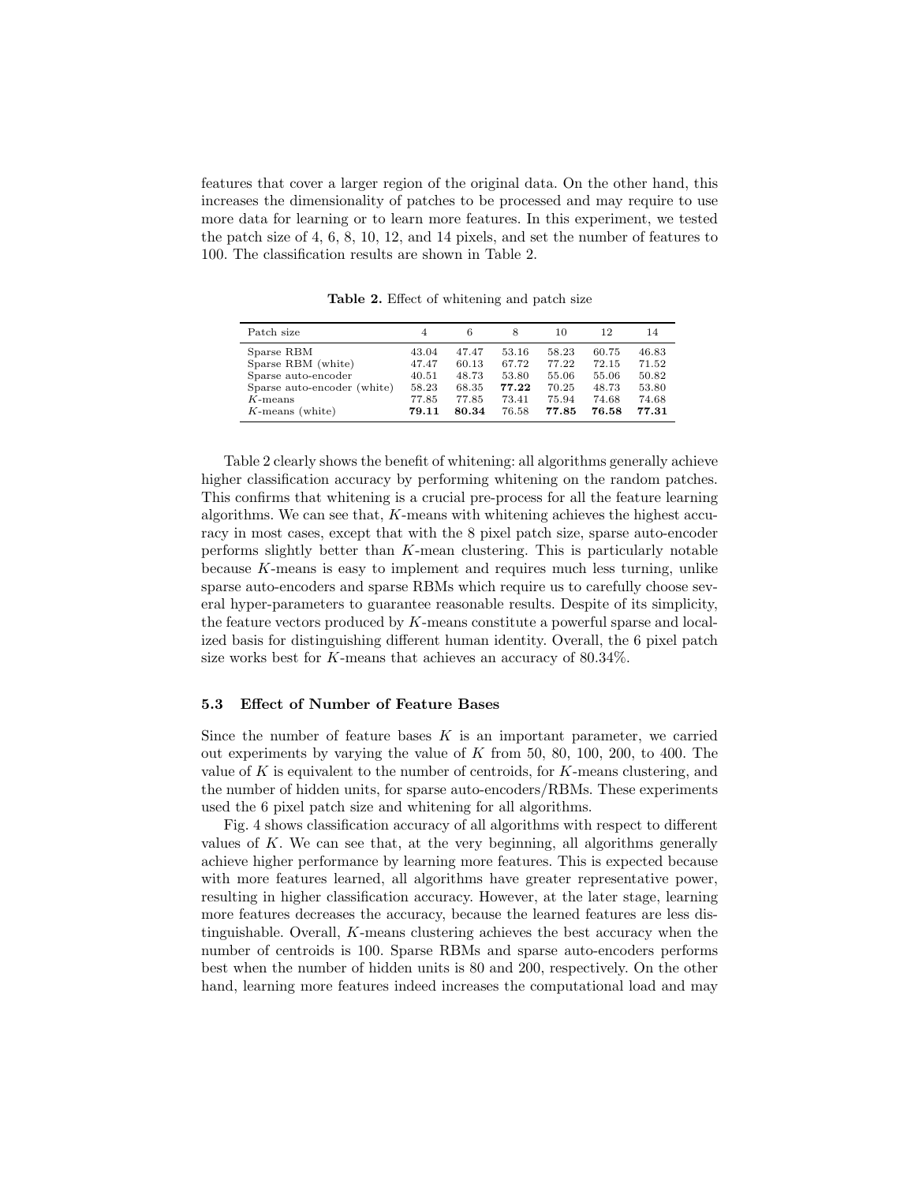features that cover a larger region of the original data. On the other hand, this increases the dimensionality of patches to be processed and may require to use more data for learning or to learn more features. In this experiment, we tested the patch size of 4, 6, 8, 10, 12, and 14 pixels, and set the number of features to 100. The classification results are shown in Table 2.

**Table 2.** Effect of whitening and patch size

| Patch size | 4 | 6 | 8 | 10 | 12 | 14 |
|---|---|---|---|---|---|---|
| Sparse RBM | 43.04 | 47.47 | 53.16 | 58.23 | 60.75 | 46.83 |
| Sparse RBM (white) | 47.47 | 60.13 | 67.72 | 77.22 | 72.15 | 71.52 |
| Sparse auto-encoder | 40.51 | 48.73 | 53.80 | 55.06 | 55.06 | 50.82 |
| Sparse auto-encoder (white) | 58.23 | 68.35 | **77.22** | 70.25 | 48.73 | 53.80 |
| $K$-means | 77.85 | 77.85 | 73.41 | 75.94 | 74.68 | 74.68 |
| $K$-means (white) | **79.11** | **80.34** | 76.58 | **77.85** | **76.58** | **77.31** |

Table 2 clearly shows the benefit of whitening: all algorithms generally achieve higher classification accuracy by performing whitening on the random patches. This confirms that whitening is a crucial pre-process for all the feature learning algorithms. We can see that, $K$-means with whitening achieves the highest accuracy in most cases, except that with the 8 pixel patch size, sparse auto-encoder performs slightly better than $K$-mean clustering. This is particularly notable because $K$-means is easy to implement and requires much less turning, unlike sparse auto-encoders and sparse RBMs which require us to carefully choose several hyper-parameters to guarantee reasonable results. Despite of its simplicity, the feature vectors produced by $K$-means constitute a powerful sparse and localized basis for distinguishing different human identity. Overall, the 6 pixel patch size works best for $K$-means that achieves an accuracy of 80.34%.

### 5.3 Effect of Number of Feature Bases

Since the number of feature bases $K$ is an important parameter, we carried out experiments by varying the value of $K$ from 50, 80, 100, 200, to 400. The value of $K$ is equivalent to the number of centroids, for $K$-means clustering, and the number of hidden units, for sparse auto-encoders/RBMs. These experiments used the 6 pixel patch size and whitening for all algorithms.

Fig. 4 shows classification accuracy of all algorithms with respect to different values of $K$. We can see that, at the very beginning, all algorithms generally achieve higher performance by learning more features. This is expected because with more features learned, all algorithms have greater representative power, resulting in higher classification accuracy. However, at the later stage, learning more features decreases the accuracy, because the learned features are less distinguishable. Overall, $K$-means clustering achieves the best accuracy when the number of centroids is 100. Sparse RBMs and sparse auto-encoders performs best when the number of hidden units is 80 and 200, respectively. On the other hand, learning more features indeed increases the computational load and may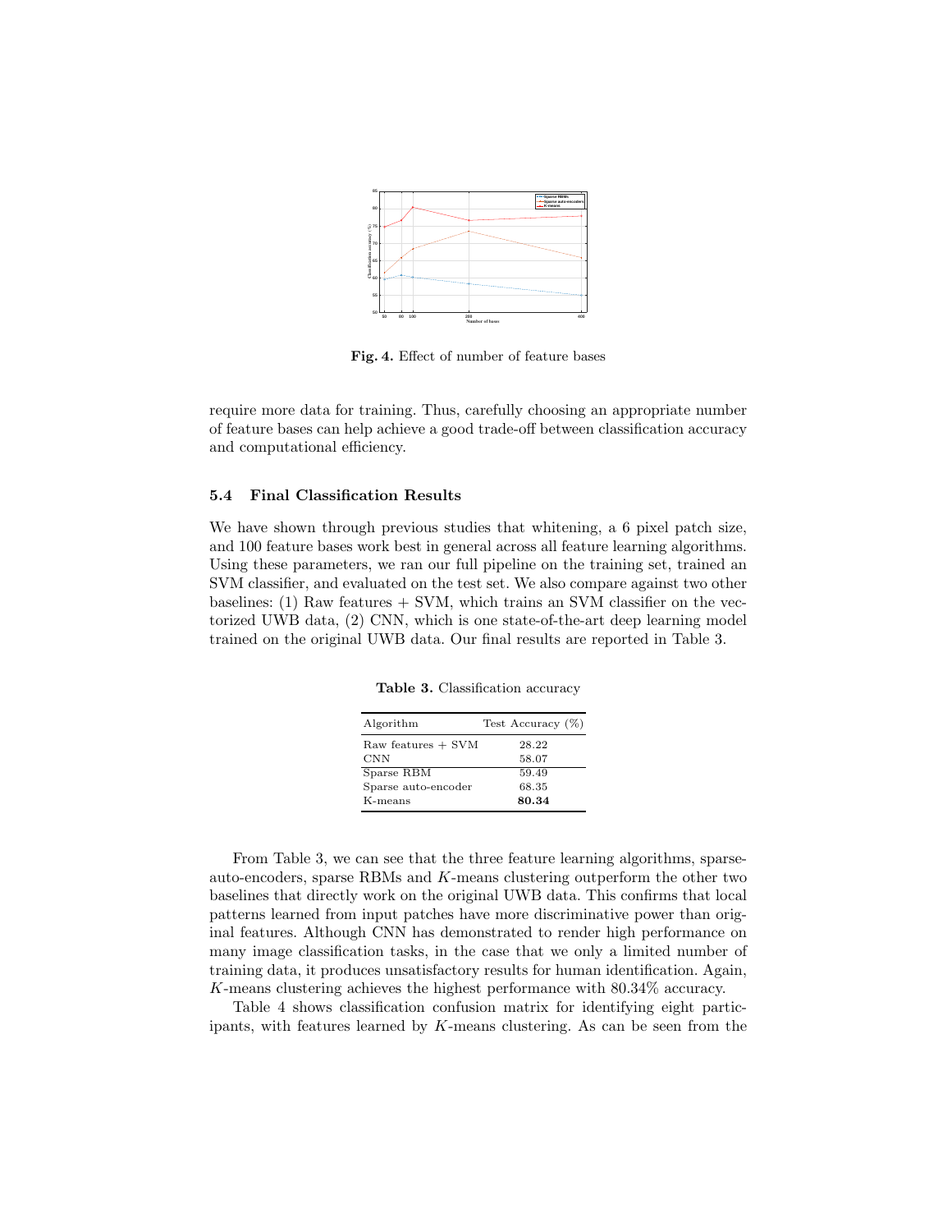Fig. 4. Effect of number of feature bases

require more data for training. Thus, carefully choosing an appropriate number of feature bases can help achieve a good trade-off between classification accuracy and computational efficiency.

### 5.4 Final Classification Results

We have shown through previous studies that whitening, a 6 pixel patch size, and 100 feature bases work best in general across all feature learning algorithms. Using these parameters, we ran our full pipeline on the training set, trained an SVM classifier, and evaluated on the test set. We also compare against two other baselines: (1) Raw features + SVM, which trains an SVM classifier on the vectorized UWB data, (2) CNN, which is one state-of-the-art deep learning model trained on the original UWB data. Our final results are reported in Table 3.

**Table 3.** Classification accuracy

| Algorithm | Test Accuracy (%) |
|---|---|
| Raw features + SVM | 28.22 |
| CNN | 58.07 |
| Sparse RBM | 59.49 |
| Sparse auto-encoder | 68.35 |
| K-means | **80.34** |

From Table 3, we can see that the three feature learning algorithms, sparse-auto-encoders, sparse RBMs and $K$-means clustering outperform the other two baselines that directly work on the original UWB data. This confirms that local patterns learned from input patches have more discriminative power than original features. Although CNN has demonstrated to render high performance on many image classification tasks, in the case that we only a limited number of training data, it produces unsatisfactory results for human identification. Again, $K$-means clustering achieves the highest performance with 80.34% accuracy.

Table 4 shows classification confusion matrix for identifying eight participants, with features learned by $K$-means clustering. As can be seen from the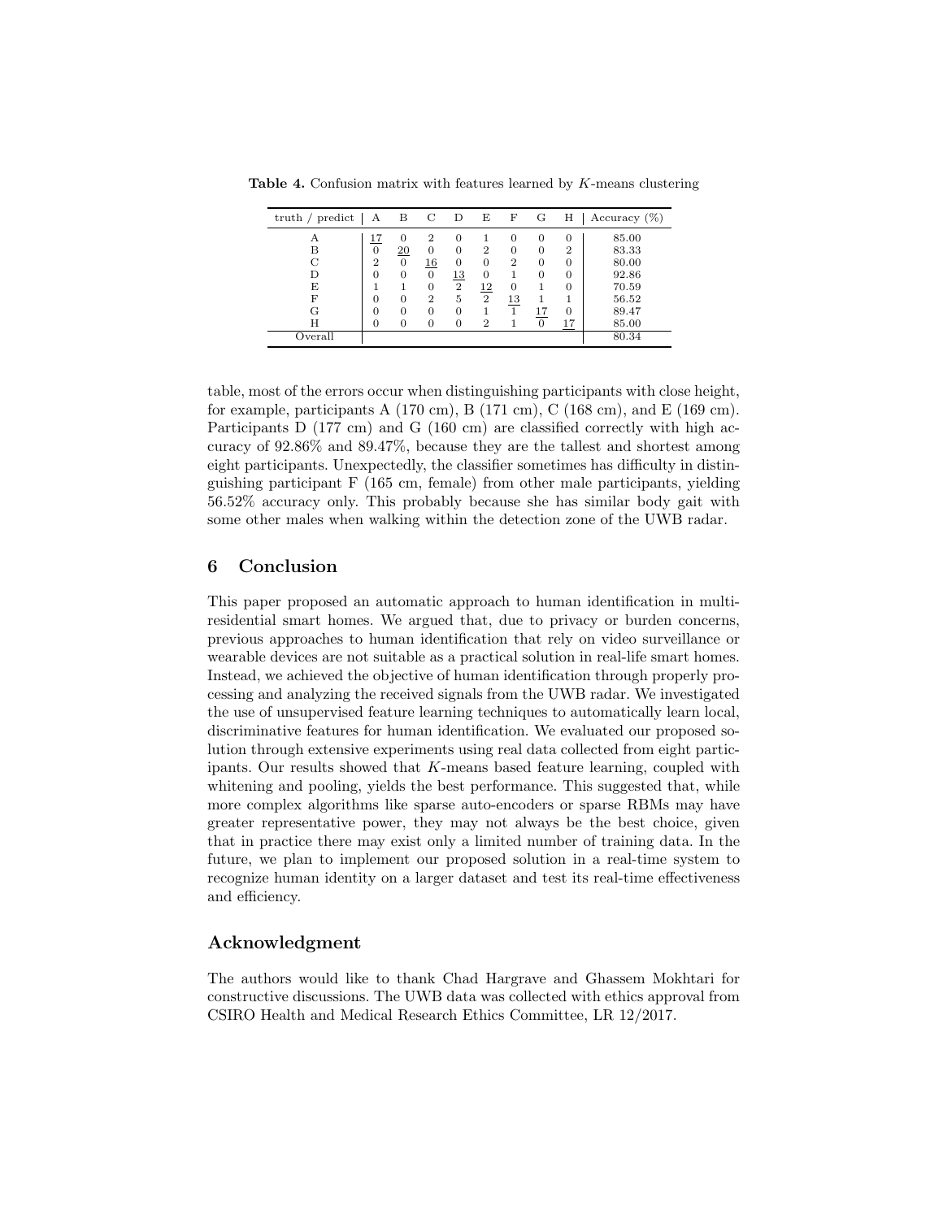**Table 4.** Confusion matrix with features learned by $K$-means clustering

| truth / predict | A | B | C | D | E | F | G | H | Accuracy (%) |
|---|---|---|---|---|---|---|---|---|---|
| A | <u>17</u> | 0 | 2 | 0 | 1 | 0 | 0 | 0 | 85.00 |
| B | 0 | <u>20</u> | 0 | 0 | 2 | 0 | 0 | 2 | 83.33 |
| C | 2 | 0 | <u>16</u> | 0 | 0 | 2 | 0 | 0 | 80.00 |
| D | 0 | 0 | 0 | <u>13</u> | 0 | 1 | 0 | 0 | 92.86 |
| E | 1 | 1 | 0 | 2 | <u>12</u> | 0 | 1 | 0 | 70.59 |
| F | 0 | 0 | 2 | 5 | 2 | <u>13</u> | 1 | 1 | 56.52 |
| G | 0 | 0 | 0 | 0 | 1 | 1 | <u>17</u> | 0 | 89.47 |
| H | 0 | 0 | 0 | 0 | 2 | 1 | 0 | <u>17</u> | 85.00 |
| Overall | | | | | | | | | 80.34 |

table, most of the errors occur when distinguishing participants with close height, for example, participants A (170 cm), B (171 cm), C (168 cm), and E (169 cm). Participants D (177 cm) and G (160 cm) are classified correctly with high accuracy of 92.86% and 89.47%, because they are the tallest and shortest among eight participants. Unexpectedly, the classifier sometimes has difficulty in distinguishing participant F (165 cm, female) from other male participants, yielding 56.52% accuracy only. This probably because she has similar body gait with some other males when walking within the detection zone of the UWB radar.

## 6 Conclusion

This paper proposed an automatic approach to human identification in multi-residential smart homes. We argued that, due to privacy or burden concerns, previous approaches to human identification that rely on video surveillance or wearable devices are not suitable as a practical solution in real-life smart homes. Instead, we achieved the objective of human identification through properly processing and analyzing the received signals from the UWB radar. We investigated the use of unsupervised feature learning techniques to automatically learn local, discriminative features for human identification. We evaluated our proposed solution through extensive experiments using real data collected from eight participants. Our results showed that $K$-means based feature learning, coupled with whitening and pooling, yields the best performance. This suggested that, while more complex algorithms like sparse auto-encoders or sparse RBMs may have greater representative power, they may not always be the best choice, given that in practice there may exist only a limited number of training data. In the future, we plan to implement our proposed solution in a real-time system to recognize human identity on a larger dataset and test its real-time effectiveness and efficiency.

## Acknowledgment

The authors would like to thank Chad Hargrave and Ghassem Mokhtari for constructive discussions. The UWB data was collected with ethics approval from CSIRO Health and Medical Research Ethics Committee, LR 12/2017.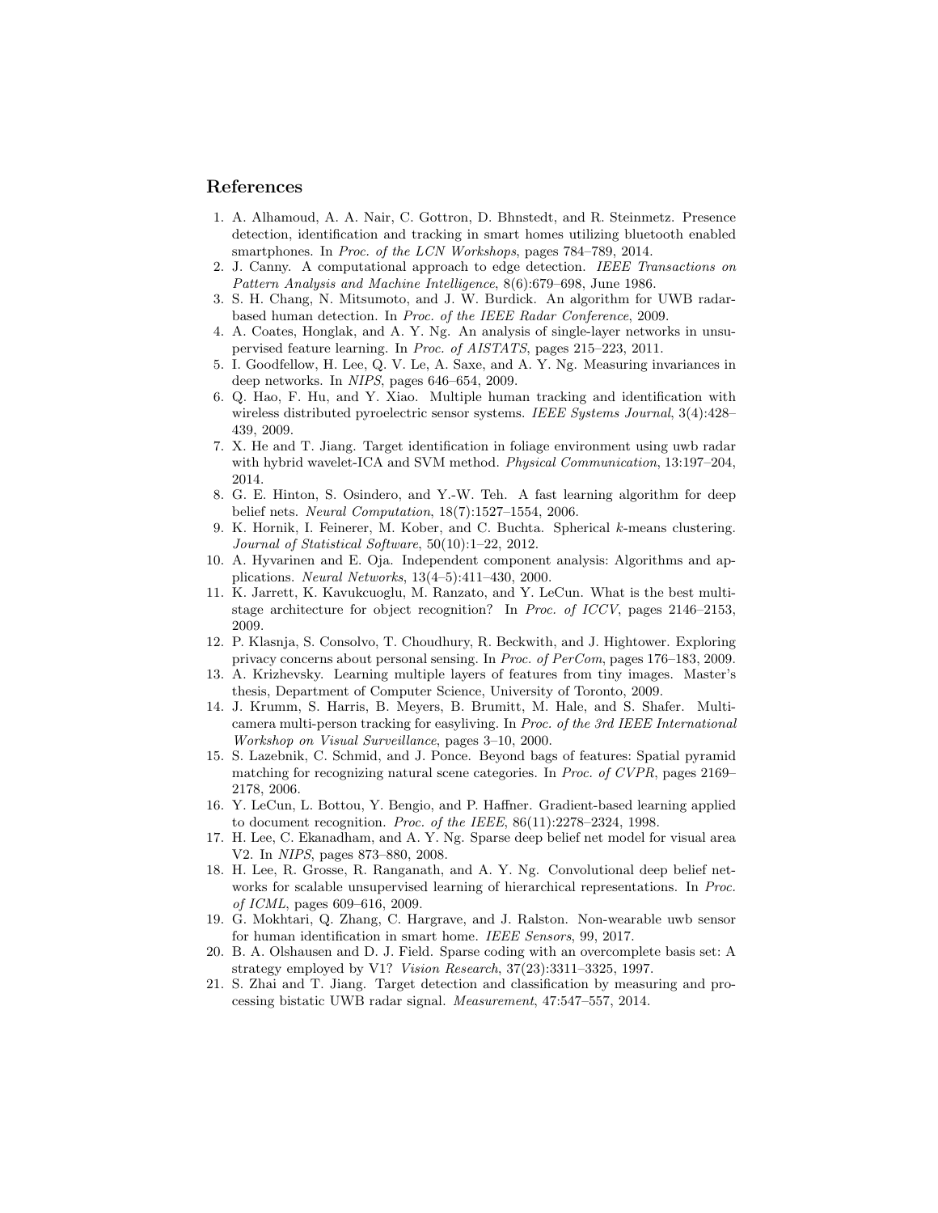## References

1. A. Alhamoud, A. A. Nair, C. Gottron, D. Bhnstedt, and R. Steinmetz. Presence detection, identification and tracking in smart homes utilizing bluetooth enabled smartphones. In *Proc. of the LCN Workshops*, pages 784–789, 2014.
2. J. Canny. A computational approach to edge detection. *IEEE Transactions on Pattern Analysis and Machine Intelligence*, 8(6):679–698, June 1986.
3. S. H. Chang, N. Mitsumoto, and J. W. Burdick. An algorithm for UWB radar-based human detection. In *Proc. of the IEEE Radar Conference*, 2009.
4. A. Coates, Honglak, and A. Y. Ng. An analysis of single-layer networks in unsupervised feature learning. In *Proc. of AISTATS*, pages 215–223, 2011.
5. I. Goodfellow, H. Lee, Q. V. Le, A. Saxe, and A. Y. Ng. Measuring invariances in deep networks. In *NIPS*, pages 646–654, 2009.
6. Q. Hao, F. Hu, and Y. Xiao. Multiple human tracking and identification with wireless distributed pyroelectric sensor systems. *IEEE Systems Journal*, 3(4):428–439, 2009.
7. X. He and T. Jiang. Target identification in foliage environment using uwb radar with hybrid wavelet-ICA and SVM method. *Physical Communication*, 13:197–204, 2014.
8. G. E. Hinton, S. Osindero, and Y.-W. Teh. A fast learning algorithm for deep belief nets. *Neural Computation*, 18(7):1527–1554, 2006.
9. K. Hornik, I. Feinerer, M. Kober, and C. Buchta. Spherical *k*-means clustering. *Journal of Statistical Software*, 50(10):1–22, 2012.
10. A. Hyvarinen and E. Oja. Independent component analysis: Algorithms and applications. *Neural Networks*, 13(4–5):411–430, 2000.
11. K. Jarrett, K. Kavukcuoglu, M. Ranzato, and Y. LeCun. What is the best multi-stage architecture for object recognition? In *Proc. of ICCV*, pages 2146–2153, 2009.
12. P. Klasnja, S. Consolvo, T. Choudhury, R. Beckwith, and J. Hightower. Exploring privacy concerns about personal sensing. In *Proc. of PerCom*, pages 176–183, 2009.
13. A. Krizhevsky. Learning multiple layers of features from tiny images. Master's thesis, Department of Computer Science, University of Toronto, 2009.
14. J. Krumm, S. Harris, B. Meyers, B. Brumitt, M. Hale, and S. Shafer. Multi-camera multi-person tracking for easyliving. In *Proc. of the 3rd IEEE International Workshop on Visual Surveillance*, pages 3–10, 2000.
15. S. Lazebnik, C. Schmid, and J. Ponce. Beyond bags of features: Spatial pyramid matching for recognizing natural scene categories. In *Proc. of CVPR*, pages 2169–2178, 2006.
16. Y. LeCun, L. Bottou, Y. Bengio, and P. Haffner. Gradient-based learning applied to document recognition. *Proc. of the IEEE*, 86(11):2278–2324, 1998.
17. H. Lee, C. Ekanadham, and A. Y. Ng. Sparse deep belief net model for visual area V2. In *NIPS*, pages 873–880, 2008.
18. H. Lee, R. Grosse, R. Ranganath, and A. Y. Ng. Convolutional deep belief networks for scalable unsupervised learning of hierarchical representations. In *Proc. of ICML*, pages 609–616, 2009.
19. G. Mokhtari, Q. Zhang, C. Hargrave, and J. Ralston. Non-wearable uwb sensor for human identification in smart home. *IEEE Sensors*, 99, 2017.
20. B. A. Olshausen and D. J. Field. Sparse coding with an overcomplete basis set: A strategy employed by V1? *Vision Research*, 37(23):3311–3325, 1997.
21. S. Zhai and T. Jiang. Target detection and classification by measuring and processing bistatic UWB radar signal. *Measurement*, 47:547–557, 2014.